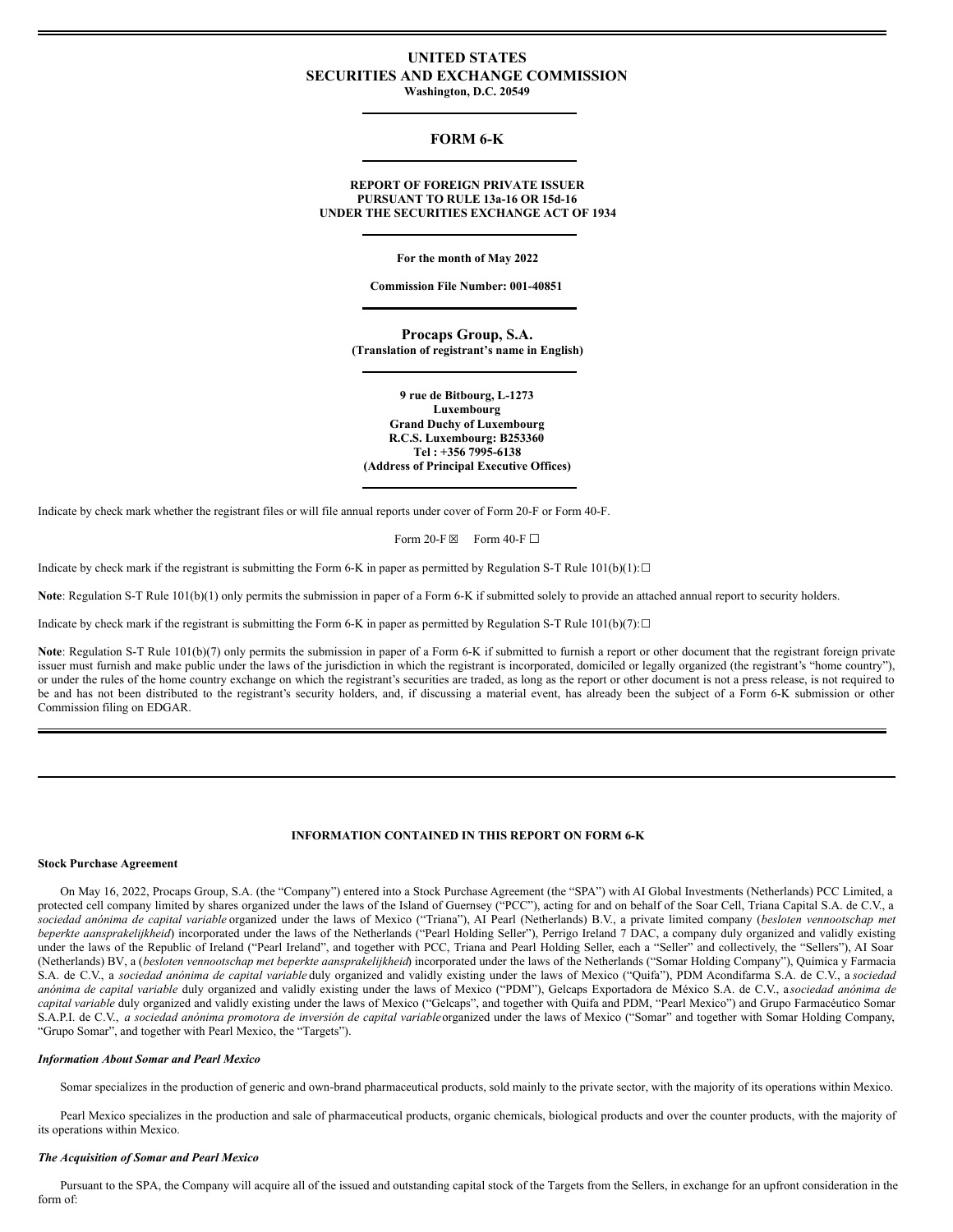# UNITED STATES
# SECURITIES AND EXCHANGE COMMISSION

**Washington, D.C. 20549**

## FORM 6-K

**REPORT OF FOREIGN PRIVATE ISSUER**
**PURSUANT TO RULE 13a-16 OR 15d-16**
**UNDER THE SECURITIES EXCHANGE ACT OF 1934**

**For the month of May 2022**

**Commission File Number: 001-40851**

**Procaps Group, S.A.**
**(Translation of registrant's name in English)**

**9 rue de Bitbourg, L-1273**
**Luxembourg**
**Grand Duchy of Luxembourg**
**R.C.S. Luxembourg: B253360**
**Tel : +356 7995-6138**
**(Address of Principal Executive Offices)**

Indicate by check mark whether the registrant files or will file annual reports under cover of Form 20-F or Form 40-F.

Form 20-F ☒ Form 40-F ☐

Indicate by check mark if the registrant is submitting the Form 6-K in paper as permitted by Regulation S-T Rule 101(b)(1):☐

**Note**: Regulation S-T Rule 101(b)(1) only permits the submission in paper of a Form 6-K if submitted solely to provide an attached annual report to security holders.

Indicate by check mark if the registrant is submitting the Form 6-K in paper as permitted by Regulation S-T Rule 101(b)(7):☐

**Note**: Regulation S-T Rule 101(b)(7) only permits the submission in paper of a Form 6-K if submitted to furnish a report or other document that the registrant foreign private issuer must furnish and make public under the laws of the jurisdiction in which the registrant is incorporated, domiciled or legally organized (the registrant's "home country"), or under the rules of the home country exchange on which the registrant's securities are traded, as long as the report or other document is not a press release, is not required to be and has not been distributed to the registrant's security holders, and, if discussing a material event, has already been the subject of a Form 6-K submission or other Commission filing on EDGAR.

**INFORMATION CONTAINED IN THIS REPORT ON FORM 6-K**

**Stock Purchase Agreement**

On May 16, 2022, Procaps Group, S.A. (the "Company") entered into a Stock Purchase Agreement (the "SPA") with AI Global Investments (Netherlands) PCC Limited, a protected cell company limited by shares organized under the laws of the Island of Guernsey ("PCC"), acting for and on behalf of the Soar Cell, Triana Capital S.A. de C.V., a *sociedad anónima de capital variable* organized under the laws of Mexico ("Triana"), AI Pearl (Netherlands) B.V., a private limited company (*besloten vennootschap met beperkte aansprakelijkheid*) incorporated under the laws of the Netherlands ("Pearl Holding Seller"), Perrigo Ireland 7 DAC, a company duly organized and validly existing under the laws of the Republic of Ireland ("Pearl Ireland", and together with PCC, Triana and Pearl Holding Seller, each a "Seller" and collectively, the "Sellers"), AI Soar (Netherlands) BV, a (*besloten vennootschap met beperkte aansprakelijkheid*) incorporated under the laws of the Netherlands ("Somar Holding Company"), Química y Farmacia S.A. de C.V., a *sociedad anónima de capital variable* duly organized and validly existing under the laws of Mexico ("Quifa"), PDM Acondifarma S.A. de C.V., a *sociedad anónima de capital variable* duly organized and validly existing under the laws of Mexico ("PDM"), Gelcaps Exportadora de México S.A. de C.V., a *sociedad anónima de capital variable* duly organized and validly existing under the laws of Mexico ("Gelcaps", and together with Quifa and PDM, "Pearl Mexico") and Grupo Farmacéutico Somar S.A.P.I. de C.V., *a sociedad anónima promotora de inversión de capital variable* organized under the laws of Mexico ("Somar" and together with Somar Holding Company, "Grupo Somar", and together with Pearl Mexico, the "Targets").

***Information About Somar and Pearl Mexico***

Somar specializes in the production of generic and own-brand pharmaceutical products, sold mainly to the private sector, with the majority of its operations within Mexico.

Pearl Mexico specializes in the production and sale of pharmaceutical products, organic chemicals, biological products and over the counter products, with the majority of its operations within Mexico.

***The Acquisition of Somar and Pearl Mexico***

Pursuant to the SPA, the Company will acquire all of the issued and outstanding capital stock of the Targets from the Sellers, in exchange for an upfront consideration in the form of: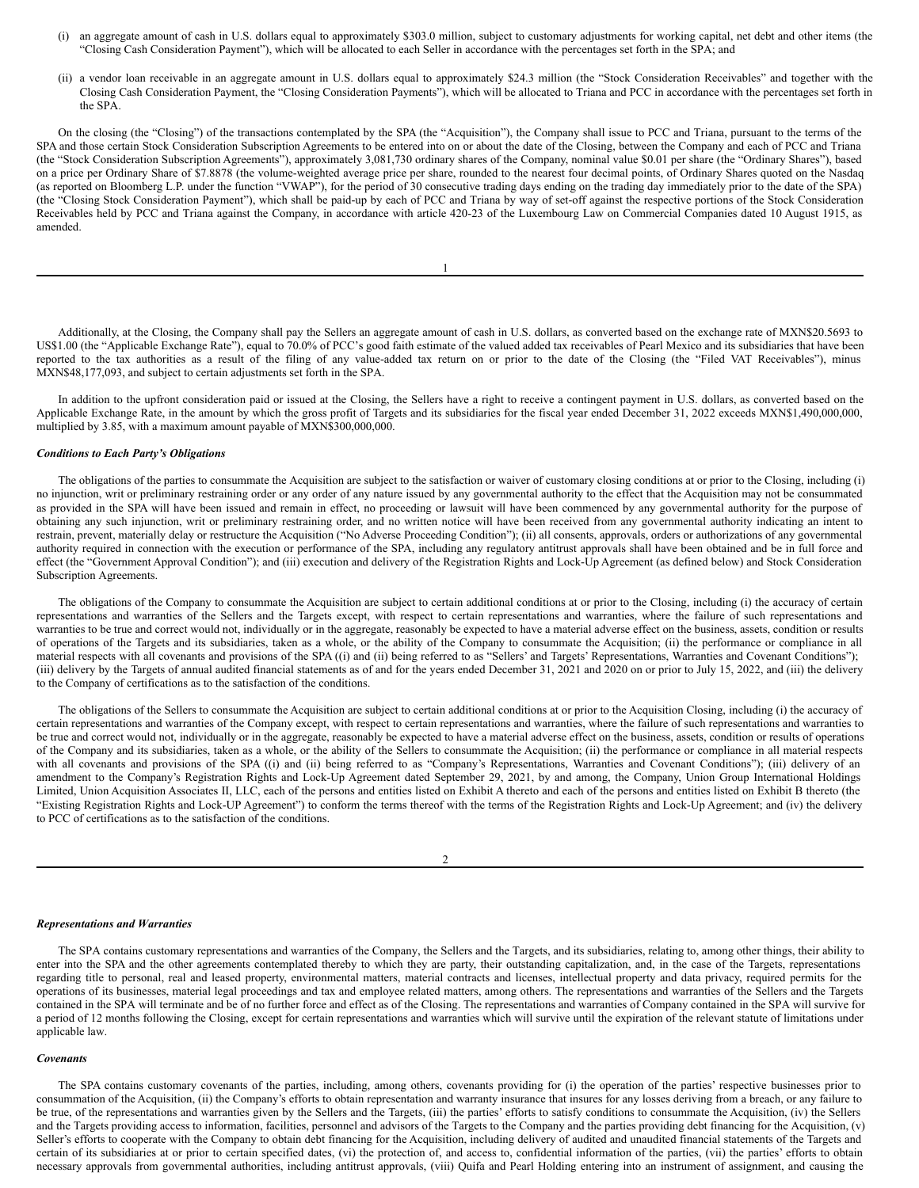(i) an aggregate amount of cash in U.S. dollars equal to approximately $303.0 million, subject to customary adjustments for working capital, net debt and other items (the "Closing Cash Consideration Payment"), which will be allocated to each Seller in accordance with the percentages set forth in the SPA; and

(ii) a vendor loan receivable in an aggregate amount in U.S. dollars equal to approximately $24.3 million (the "Stock Consideration Receivables" and together with the Closing Cash Consideration Payment, the "Closing Consideration Payments"), which will be allocated to Triana and PCC in accordance with the percentages set forth in the SPA.

On the closing (the "Closing") of the transactions contemplated by the SPA (the "Acquisition"), the Company shall issue to PCC and Triana, pursuant to the terms of the SPA and those certain Stock Consideration Subscription Agreements to be entered into on or about the date of the Closing, between the Company and each of PCC and Triana (the "Stock Consideration Subscription Agreements"), approximately 3,081,730 ordinary shares of the Company, nominal value $0.01 per share (the "Ordinary Shares"), based on a price per Ordinary Share of $7.8878 (the volume-weighted average price per share, rounded to the nearest four decimal points, of Ordinary Shares quoted on the Nasdaq (as reported on Bloomberg L.P. under the function "VWAP"), for the period of 30 consecutive trading days ending on the trading day immediately prior to the date of the SPA) (the "Closing Stock Consideration Payment"), which shall be paid-up by each of PCC and Triana by way of set-off against the respective portions of the Stock Consideration Receivables held by PCC and Triana against the Company, in accordance with article 420-23 of the Luxembourg Law on Commercial Companies dated 10 August 1915, as amended.

Additionally, at the Closing, the Company shall pay the Sellers an aggregate amount of cash in U.S. dollars, as converted based on the exchange rate of MXN$20.5693 to US$1.00 (the "Applicable Exchange Rate"), equal to 70.0% of PCC's good faith estimate of the valued added tax receivables of Pearl Mexico and its subsidiaries that have been reported to the tax authorities as a result of the filing of any value-added tax return on or prior to the date of the Closing (the "Filed VAT Receivables"), minus MXN$48,177,093, and subject to certain adjustments set forth in the SPA.

In addition to the upfront consideration paid or issued at the Closing, the Sellers have a right to receive a contingent payment in U.S. dollars, as converted based on the Applicable Exchange Rate, in the amount by which the gross profit of Targets and its subsidiaries for the fiscal year ended December 31, 2022 exceeds MXN$1,490,000,000, multiplied by 3.85, with a maximum amount payable of MXN$300,000,000.

***Conditions to Each Party's Obligations***

The obligations of the parties to consummate the Acquisition are subject to the satisfaction or waiver of customary closing conditions at or prior to the Closing, including (i) no injunction, writ or preliminary restraining order or any order of any nature issued by any governmental authority to the effect that the Acquisition may not be consummated as provided in the SPA will have been issued and remain in effect, no proceeding or lawsuit will have been commenced by any governmental authority for the purpose of obtaining any such injunction, writ or preliminary restraining order, and no written notice will have been received from any governmental authority indicating an intent to restrain, prevent, materially delay or restructure the Acquisition ("No Adverse Proceeding Condition"); (ii) all consents, approvals, orders or authorizations of any governmental authority required in connection with the execution or performance of the SPA, including any regulatory antitrust approvals shall have been obtained and be in full force and effect (the "Government Approval Condition"); and (iii) execution and delivery of the Registration Rights and Lock-Up Agreement (as defined below) and Stock Consideration Subscription Agreements.

The obligations of the Company to consummate the Acquisition are subject to certain additional conditions at or prior to the Closing, including (i) the accuracy of certain representations and warranties of the Sellers and the Targets except, with respect to certain representations and warranties, where the failure of such representations and warranties to be true and correct would not, individually or in the aggregate, reasonably be expected to have a material adverse effect on the business, assets, condition or results of operations of the Targets and its subsidiaries, taken as a whole, or the ability of the Company to consummate the Acquisition; (ii) the performance or compliance in all material respects with all covenants and provisions of the SPA ((i) and (ii) being referred to as "Sellers' and Targets' Representations, Warranties and Covenant Conditions"); (iii) delivery by the Targets of annual audited financial statements as of and for the years ended December 31, 2021 and 2020 on or prior to July 15, 2022, and (iii) the delivery to the Company of certifications as to the satisfaction of the conditions.

The obligations of the Sellers to consummate the Acquisition are subject to certain additional conditions at or prior to the Acquisition Closing, including (i) the accuracy of certain representations and warranties of the Company except, with respect to certain representations and warranties, where the failure of such representations and warranties to be true and correct would not, individually or in the aggregate, reasonably be expected to have a material adverse effect on the business, assets, condition or results of operations of the Company and its subsidiaries, taken as a whole, or the ability of the Sellers to consummate the Acquisition; (ii) the performance or compliance in all material respects with all covenants and provisions of the SPA ((i) and (ii) being referred to as "Company's Representations, Warranties and Covenant Conditions"); (iii) delivery of an amendment to the Company's Registration Rights and Lock-Up Agreement dated September 29, 2021, by and among, the Company, Union Group International Holdings Limited, Union Acquisition Associates II, LLC, each of the persons and entities listed on Exhibit A thereto and each of the persons and entities listed on Exhibit B thereto (the "Existing Registration Rights and Lock-UP Agreement") to conform the terms thereof with the terms of the Registration Rights and Lock-Up Agreement; and (iv) the delivery to PCC of certifications as to the satisfaction of the conditions.

***Representations and Warranties***

The SPA contains customary representations and warranties of the Company, the Sellers and the Targets, and its subsidiaries, relating to, among other things, their ability to enter into the SPA and the other agreements contemplated thereby to which they are party, their outstanding capitalization, and, in the case of the Targets, representations regarding title to personal, real and leased property, environmental matters, material contracts and licenses, intellectual property and data privacy, required permits for the operations of its businesses, material legal proceedings and tax and employee related matters, among others. The representations and warranties of the Sellers and the Targets contained in the SPA will terminate and be of no further force and effect as of the Closing. The representations and warranties of Company contained in the SPA will survive for a period of 12 months following the Closing, except for certain representations and warranties which will survive until the expiration of the relevant statute of limitations under applicable law.

***Covenants***

The SPA contains customary covenants of the parties, including, among others, covenants providing for (i) the operation of the parties' respective businesses prior to consummation of the Acquisition, (ii) the Company's efforts to obtain representation and warranty insurance that insures for any losses deriving from a breach, or any failure to be true, of the representations and warranties given by the Sellers and the Targets, (iii) the parties' efforts to satisfy conditions to consummate the Acquisition, (iv) the Sellers and the Targets providing access to information, facilities, personnel and advisors of the Targets to the Company and the parties providing debt financing for the Acquisition, (v) Seller's efforts to cooperate with the Company to obtain debt financing for the Acquisition, including delivery of audited and unaudited financial statements of the Targets and certain of its subsidiaries at or prior to certain specified dates, (vi) the protection of, and access to, confidential information of the parties, (vii) the parties' efforts to obtain necessary approvals from governmental authorities, including antitrust approvals, (viii) Quifa and Pearl Holding entering into an instrument of assignment, and causing the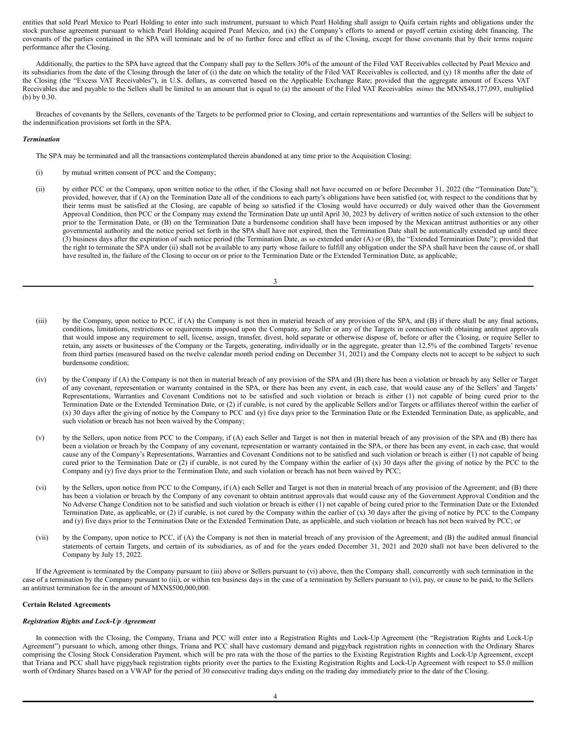entities that sold Pearl Mexico to Pearl Holding to enter into such instrument, pursuant to which Pearl Holding shall assign to Quifa certain rights and obligations under the stock purchase agreement pursuant to which Pearl Holding acquired Pearl Mexico, and (ix) the Company's efforts to amend or payoff certain existing debt financing. The covenants of the parties contained in the SPA will terminate and be of no further force and effect as of the Closing, except for those covenants that by their terms require performance after the Closing.

Additionally, the parties to the SPA have agreed that the Company shall pay to the Sellers 30% of the amount of the Filed VAT Receivables collected by Pearl Mexico and its subsidiaries from the date of the Closing through the later of (i) the date on which the totality of the Filed VAT Receivables is collected, and (y) 18 months after the date of the Closing (the "Excess VAT Receivables"), in U.S. dollars, as converted based on the Applicable Exchange Rate; provided that the aggregate amount of Excess VAT Receivables due and payable to the Sellers shall be limited to an amount that is equal to (a) the amount of the Filed VAT Receivables *minus* the MXN$48,177,093, multiplied (b) by 0.30.

Breaches of covenants by the Sellers, covenants of the Targets to be performed prior to Closing, and certain representations and warranties of the Sellers will be subject to the indemnification provisions set forth in the SPA.

***Termination***

The SPA may be terminated and all the transactions contemplated therein abandoned at any time prior to the Acquisition Closing:

(i) by mutual written consent of PCC and the Company;

(ii) by either PCC or the Company, upon written notice to the other, if the Closing shall not have occurred on or before December 31, 2022 (the "Termination Date"); provided, however, that if (A) on the Termination Date all of the conditions to each party's obligations have been satisfied (or, with respect to the conditions that by their terms must be satisfied at the Closing, are capable of being so satisfied if the Closing would have occurred) or duly waived other than the Government Approval Condition, then PCC or the Company may extend the Termination Date up until April 30, 2023 by delivery of written notice of such extension to the other prior to the Termination Date, or (B) on the Termination Date a burdensome condition shall have been imposed by the Mexican antitrust authorities or any other governmental authority and the notice period set forth in the SPA shall have not expired, then the Termination Date shall be automatically extended up until three (3) business days after the expiration of such notice period (the Termination Date, as so extended under (A) or (B), the "Extended Termination Date"); provided that the right to terminate the SPA under (ii) shall not be available to any party whose failure to fulfill any obligation under the SPA shall have been the cause of, or shall have resulted in, the failure of the Closing to occur on or prior to the Termination Date or the Extended Termination Date, as applicable;

(iii) by the Company, upon notice to PCC, if (A) the Company is not then in material breach of any provision of the SPA, and (B) if there shall be any final actions, conditions, limitations, restrictions or requirements imposed upon the Company, any Seller or any of the Targets in connection with obtaining antitrust approvals that would impose any requirement to sell, license, assign, transfer, divest, hold separate or otherwise dispose of, before or after the Closing, or require Seller to retain, any assets or businesses of the Company or the Targets, generating, individually or in the aggregate, greater than 12.5% of the combined Targets' revenue from third parties (measured based on the twelve calendar month period ending on December 31, 2021) and the Company elects not to accept to be subject to such burdensome condition;

(iv) by the Company if (A) the Company is not then in material breach of any provision of the SPA and (B) there has been a violation or breach by any Seller or Target of any covenant, representation or warranty contained in the SPA, or there has been any event, in each case, that would cause any of the Sellers' and Targets' Representations, Warranties and Covenant Conditions not to be satisfied and such violation or breach is either (1) not capable of being cured prior to the Termination Date or the Extended Termination Date, or (2) if curable, is not cured by the applicable Sellers and/or Targets or affiliates thereof within the earlier of (x) 30 days after the giving of notice by the Company to PCC and (y) five days prior to the Termination Date or the Extended Termination Date, as applicable, and such violation or breach has not been waived by the Company;

(v) by the Sellers, upon notice from PCC to the Company, if (A) each Seller and Target is not then in material breach of any provision of the SPA and (B) there has been a violation or breach by the Company of any covenant, representation or warranty contained in the SPA, or there has been any event, in each case, that would cause any of the Company's Representations, Warranties and Covenant Conditions not to be satisfied and such violation or breach is either (1) not capable of being cured prior to the Termination Date or (2) if curable, is not cured by the Company within the earlier of (x) 30 days after the giving of notice by the PCC to the Company and (y) five days prior to the Termination Date, and such violation or breach has not been waived by PCC;

(vi) by the Sellers, upon notice from PCC to the Company, if (A) each Seller and Target is not then in material breach of any provision of the Agreement; and (B) there has been a violation or breach by the Company of any covenant to obtain antitrust approvals that would cause any of the Government Approval Condition and the No Adverse Change Condition not to be satisfied and such violation or breach is either (1) not capable of being cured prior to the Termination Date or the Extended Termination Date, as applicable, or (2) if curable, is not cured by the Company within the earlier of (x) 30 days after the giving of notice by PCC to the Company and (y) five days prior to the Termination Date or the Extended Termination Date, as applicable, and such violation or breach has not been waived by PCC; or

(vii) by the Company, upon notice to PCC, if (A) the Company is not then in material breach of any provision of the Agreement; and (B) the audited annual financial statements of certain Targets, and certain of its subsidiaries, as of and for the years ended December 31, 2021 and 2020 shall not have been delivered to the Company by July 15, 2022.

If the Agreement is terminated by the Company pursuant to (iii) above or Sellers pursuant to (vi) above, then the Company shall, concurrently with such termination in the case of a termination by the Company pursuant to (iii), or within ten business days in the case of a termination by Sellers pursuant to (vi), pay, or cause to be paid, to the Sellers an antitrust termination fee in the amount of MXN$500,000,000.

**Certain Related Agreements**

***Registration Rights and Lock-Up Agreement***

In connection with the Closing, the Company, Triana and PCC will enter into a Registration Rights and Lock-Up Agreement (the "Registration Rights and Lock-Up Agreement") pursuant to which, among other things, Triana and PCC shall have customary demand and piggyback registration rights in connection with the Ordinary Shares comprising the Closing Stock Consideration Payment, which will be pro rata with the those of the parties to the Existing Registration Rights and Lock-Up Agreement, except that Triana and PCC shall have piggyback registration rights priority over the parties to the Existing Registration Rights and Lock-Up Agreement with respect to $5.0 million worth of Ordinary Shares based on a VWAP for the period of 30 consecutive trading days ending on the trading day immediately prior to the date of the Closing.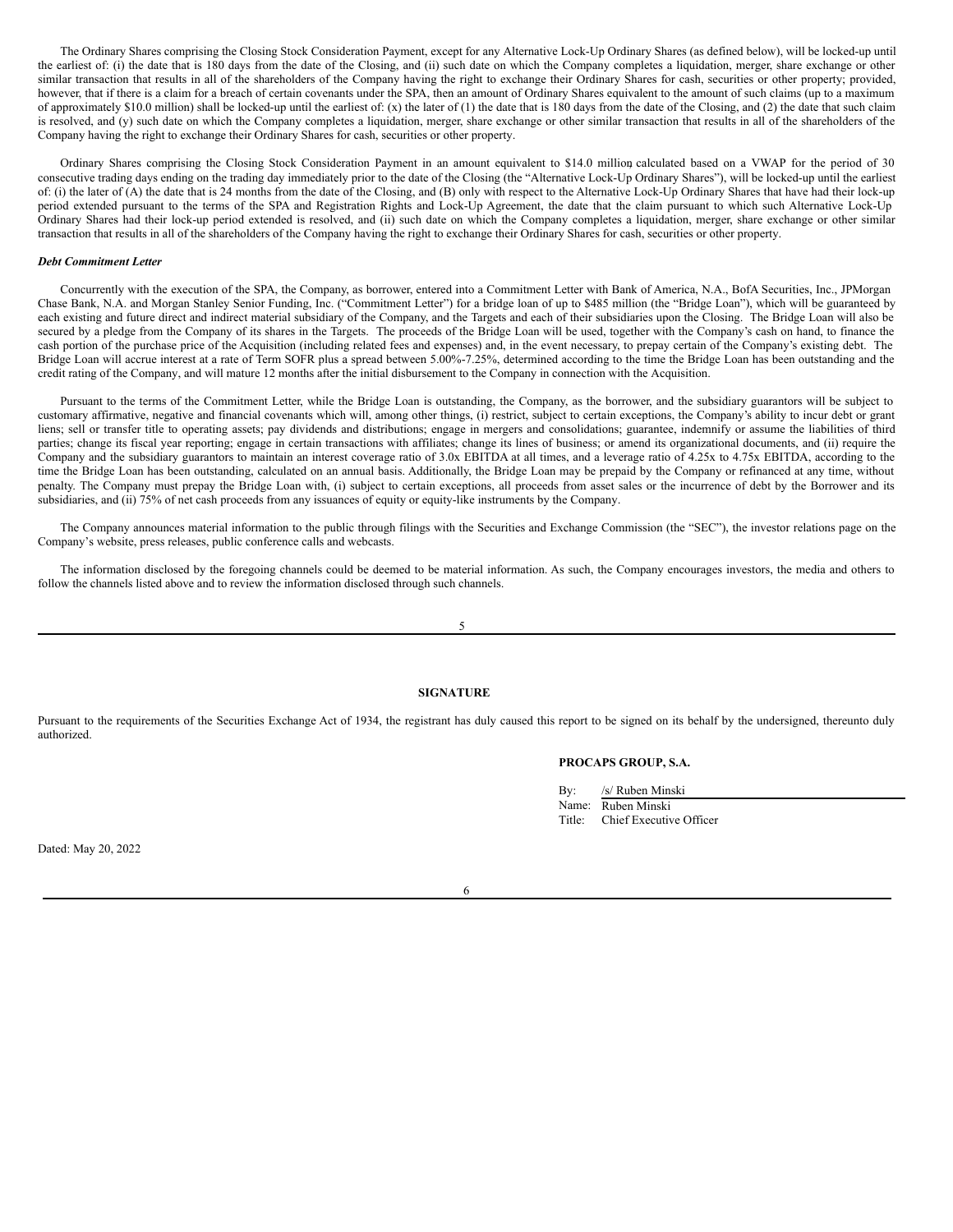The Ordinary Shares comprising the Closing Stock Consideration Payment, except for any Alternative Lock-Up Ordinary Shares (as defined below), will be locked-up until the earliest of: (i) the date that is 180 days from the date of the Closing, and (ii) such date on which the Company completes a liquidation, merger, share exchange or other similar transaction that results in all of the shareholders of the Company having the right to exchange their Ordinary Shares for cash, securities or other property; provided, however, that if there is a claim for a breach of certain covenants under the SPA, then an amount of Ordinary Shares equivalent to the amount of such claims (up to a maximum of approximately $10.0 million) shall be locked-up until the earliest of: (x) the later of (1) the date that is 180 days from the date of the Closing, and (2) the date that such claim is resolved, and (y) such date on which the Company completes a liquidation, merger, share exchange or other similar transaction that results in all of the shareholders of the Company having the right to exchange their Ordinary Shares for cash, securities or other property.

Ordinary Shares comprising the Closing Stock Consideration Payment in an amount equivalent to $14.0 million calculated based on a VWAP for the period of 30 consecutive trading days ending on the trading day immediately prior to the date of the Closing (the "Alternative Lock-Up Ordinary Shares"), will be locked-up until the earliest of: (i) the later of (A) the date that is 24 months from the date of the Closing, and (B) only with respect to the Alternative Lock-Up Ordinary Shares that have had their lock-up period extended pursuant to the terms of the SPA and Registration Rights and Lock-Up Agreement, the date that the claim pursuant to which such Alternative Lock-Up Ordinary Shares had their lock-up period extended is resolved, and (ii) such date on which the Company completes a liquidation, merger, share exchange or other similar transaction that results in all of the shareholders of the Company having the right to exchange their Ordinary Shares for cash, securities or other property.

***Debt Commitment Letter***

Concurrently with the execution of the SPA, the Company, as borrower, entered into a Commitment Letter with Bank of America, N.A., BofA Securities, Inc., JPMorgan Chase Bank, N.A. and Morgan Stanley Senior Funding, Inc. ("Commitment Letter") for a bridge loan of up to $485 million (the "Bridge Loan"), which will be guaranteed by each existing and future direct and indirect material subsidiary of the Company, and the Targets and each of their subsidiaries upon the Closing. The Bridge Loan will also be secured by a pledge from the Company of its shares in the Targets. The proceeds of the Bridge Loan will be used, together with the Company's cash on hand, to finance the cash portion of the purchase price of the Acquisition (including related fees and expenses) and, in the event necessary, to prepay certain of the Company's existing debt. The Bridge Loan will accrue interest at a rate of Term SOFR plus a spread between 5.00%-7.25%, determined according to the time the Bridge Loan has been outstanding and the credit rating of the Company, and will mature 12 months after the initial disbursement to the Company in connection with the Acquisition.

Pursuant to the terms of the Commitment Letter, while the Bridge Loan is outstanding, the Company, as the borrower, and the subsidiary guarantors will be subject to customary affirmative, negative and financial covenants which will, among other things, (i) restrict, subject to certain exceptions, the Company's ability to incur debt or grant liens; sell or transfer title to operating assets; pay dividends and distributions; engage in mergers and consolidations; guarantee, indemnify or assume the liabilities of third parties; change its fiscal year reporting; engage in certain transactions with affiliates; change its lines of business; or amend its organizational documents, and (ii) require the Company and the subsidiary guarantors to maintain an interest coverage ratio of 3.0x EBITDA at all times, and a leverage ratio of 4.25x to 4.75x EBITDA, according to the time the Bridge Loan has been outstanding, calculated on an annual basis. Additionally, the Bridge Loan may be prepaid by the Company or refinanced at any time, without penalty. The Company must prepay the Bridge Loan with, (i) subject to certain exceptions, all proceeds from asset sales or the incurrence of debt by the Borrower and its subsidiaries, and (ii) 75% of net cash proceeds from any issuances of equity or equity-like instruments by the Company.

The Company announces material information to the public through filings with the Securities and Exchange Commission (the "SEC"), the investor relations page on the Company's website, press releases, public conference calls and webcasts.

The information disclosed by the foregoing channels could be deemed to be material information. As such, the Company encourages investors, the media and others to follow the channels listed above and to review the information disclosed through such channels.

**SIGNATURE**

Pursuant to the requirements of the Securities Exchange Act of 1934, the registrant has duly caused this report to be signed on its behalf by the undersigned, thereunto duly authorized.

**PROCAPS GROUP, S.A.**

By: /s/ Ruben Minski
Name: Ruben Minski
Title: Chief Executive Officer

Dated: May 20, 2022